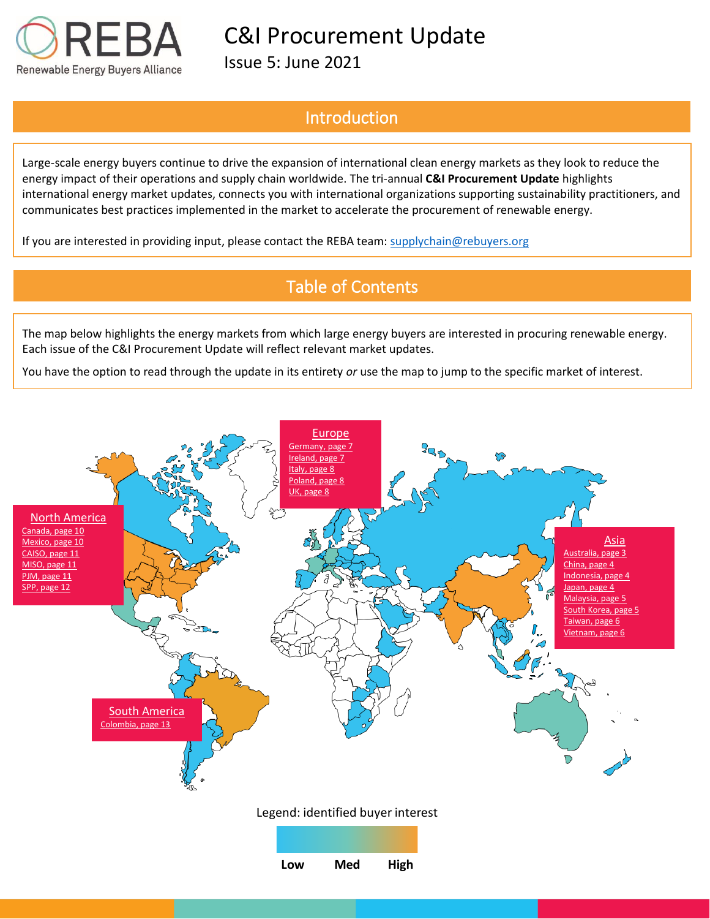REBA
Renewable Energy Buyers Alliance

# C&I Procurement Update

Issue 5: June 2021

## Introduction

Large-scale energy buyers continue to drive the expansion of international clean energy markets as they look to reduce the energy impact of their operations and supply chain worldwide. The tri-annual **C&I Procurement Update** highlights international energy market updates, connects you with international organizations supporting sustainability practitioners, and communicates best practices implemented in the market to accelerate the procurement of renewable energy.

If you are interested in providing input, please contact the REBA team: supplychain@rebuyers.org

## Table of Contents

The map below highlights the energy markets from which large energy buyers are interested in procuring renewable energy. Each issue of the C&I Procurement Update will reflect relevant market updates.

You have the option to read through the update in its entirety *or* use the map to jump to the specific market of interest.

**Europe**
- Germany, page 7
- Ireland, page 7
- Italy, page 8
- Poland, page 8
- UK, page 8

**North America**
- Canada, page 10
- Mexico, page 10
- CAISO, page 11
- MISO, page 11
- PJM, page 11
- SPP, page 12

**Asia**
- Australia, page 3
- China, page 4
- Indonesia, page 4
- Japan, page 4
- Malaysia, page 5
- South Korea, page 5
- Taiwan, page 6
- Vietnam, page 6

**South America**
- Colombia, page 13

Legend: identified buyer interest

Low Med High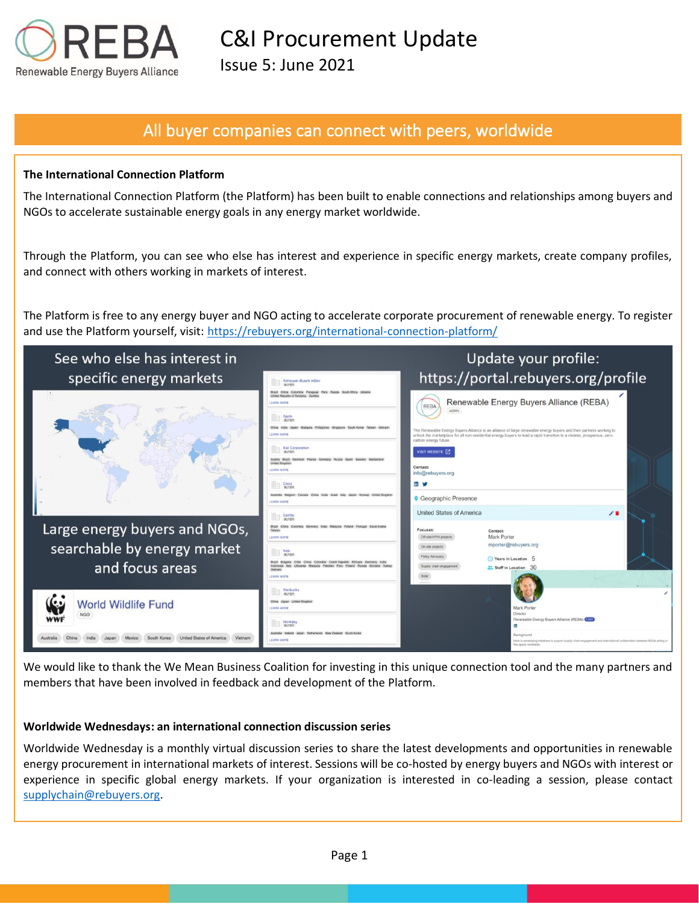# C&I Procurement Update

Issue 5: June 2021

## All buyer companies can connect with peers, worldwide

**The International Connection Platform**

The International Connection Platform (the Platform) has been built to enable connections and relationships among buyers and NGOs to accelerate sustainable energy goals in any energy market worldwide.

Through the Platform, you can see who else has interest and experience in specific energy markets, create company profiles, and connect with others working in markets of interest.

The Platform is free to any energy buyer and NGO acting to accelerate corporate procurement of renewable energy. To register and use the Platform yourself, visit: https://rebuyers.org/international-connection-platform/

See who else has interest in specific energy markets

Large energy buyers and NGOs, searchable by energy market and focus areas

Update your profile: https://portal.rebuyers.org/profile

We would like to thank the We Mean Business Coalition for investing in this unique connection tool and the many partners and members that have been involved in feedback and development of the Platform.

**Worldwide Wednesdays: an international connection discussion series**

Worldwide Wednesday is a monthly virtual discussion series to share the latest developments and opportunities in renewable energy procurement in international markets of interest. Sessions will be co-hosted by energy buyers and NGOs with interest or experience in specific global energy markets. If your organization is interested in co-leading a session, please contact supplychain@rebuyers.org.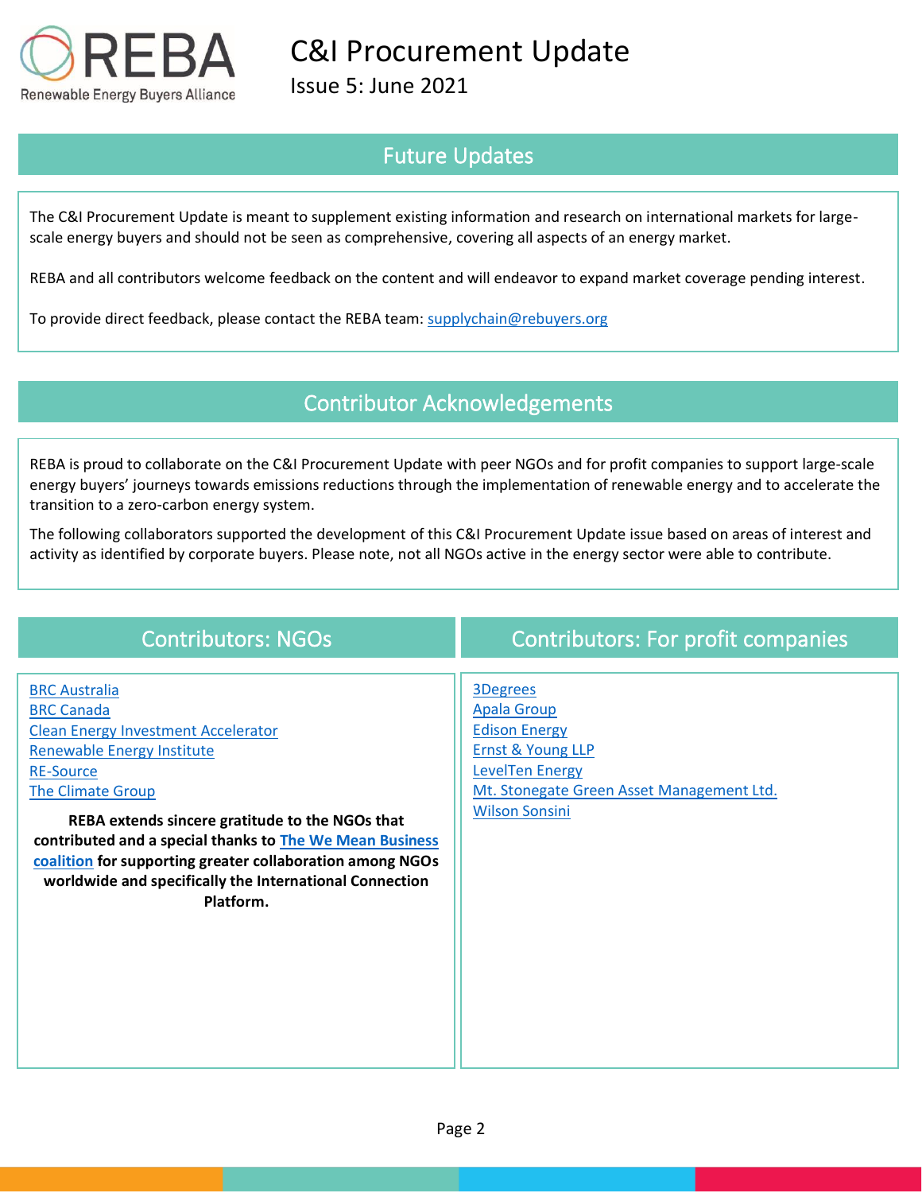## Future Updates

The C&I Procurement Update is meant to supplement existing information and research on international markets for large-scale energy buyers and should not be seen as comprehensive, covering all aspects of an energy market.

REBA and all contributors welcome feedback on the content and will endeavor to expand market coverage pending interest.

To provide direct feedback, please contact the REBA team: supplychain@rebuyers.org

## Contributor Acknowledgements

REBA is proud to collaborate on the C&I Procurement Update with peer NGOs and for profit companies to support large-scale energy buyers' journeys towards emissions reductions through the implementation of renewable energy and to accelerate the transition to a zero-carbon energy system.

The following collaborators supported the development of this C&I Procurement Update issue based on areas of interest and activity as identified by corporate buyers. Please note, not all NGOs active in the energy sector were able to contribute.

## Contributors: NGOs

- BRC Australia
- BRC Canada
- Clean Energy Investment Accelerator
- Renewable Energy Institute
- RE-Source
- The Climate Group

**REBA extends sincere gratitude to the NGOs that contributed and a special thanks to The We Mean Business coalition for supporting greater collaboration among NGOs worldwide and specifically the International Connection Platform.**

## Contributors: For profit companies

- 3Degrees
- Apala Group
- Edison Energy
- Ernst & Young LLP
- LevelTen Energy
- Mt. Stonegate Green Asset Management Ltd.
- Wilson Sonsini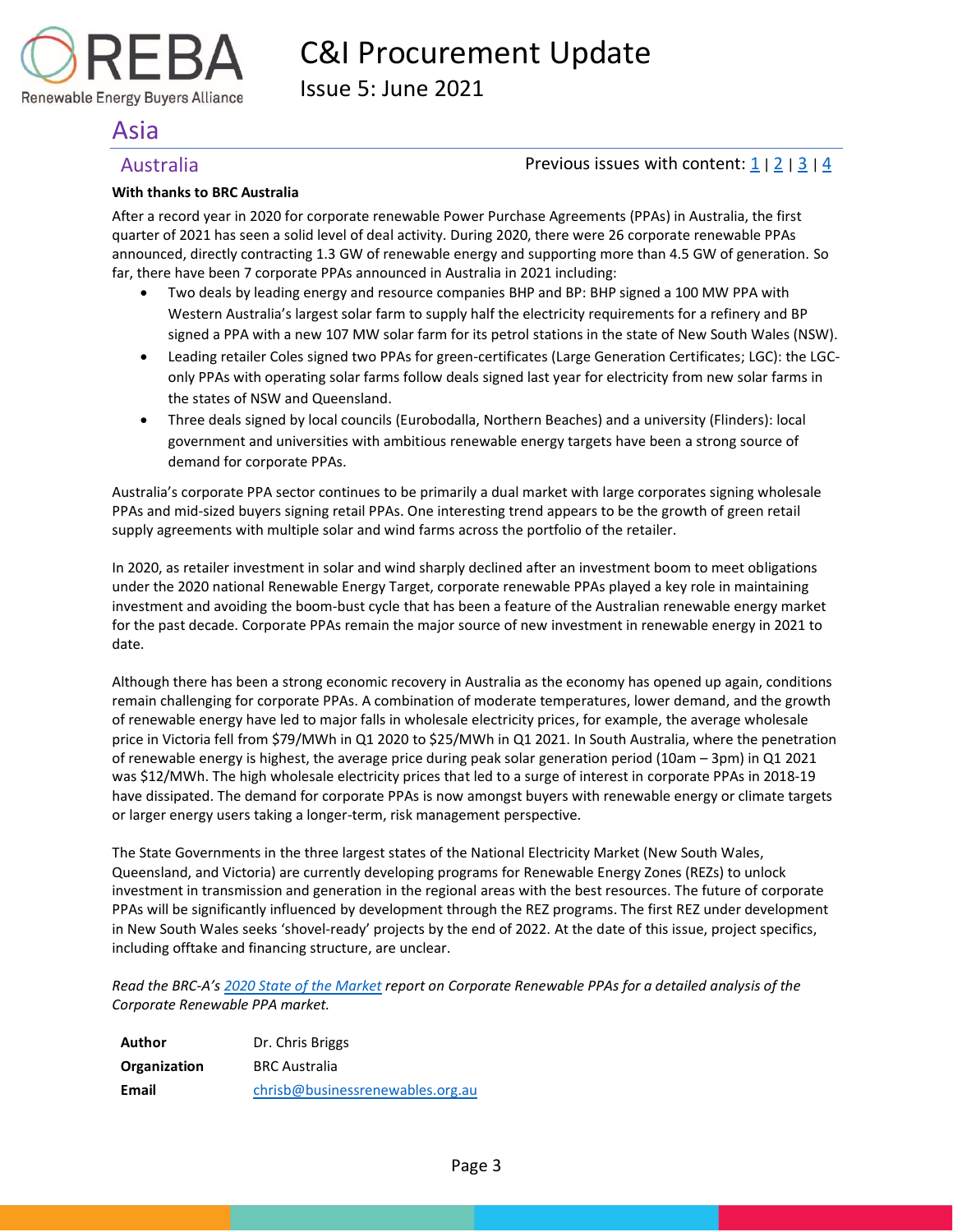# Asia

## Australia

Previous issues with content: [1](#) | [2](#) | [3](#) | [4](#)

**With thanks to BRC Australia**

After a record year in 2020 for corporate renewable Power Purchase Agreements (PPAs) in Australia, the first quarter of 2021 has seen a solid level of deal activity. During 2020, there were 26 corporate renewable PPAs announced, directly contracting 1.3 GW of renewable energy and supporting more than 4.5 GW of generation. So far, there have been 7 corporate PPAs announced in Australia in 2021 including:

- Two deals by leading energy and resource companies BHP and BP: BHP signed a 100 MW PPA with Western Australia's largest solar farm to supply half the electricity requirements for a refinery and BP signed a PPA with a new 107 MW solar farm for its petrol stations in the state of New South Wales (NSW).
- Leading retailer Coles signed two PPAs for green-certificates (Large Generation Certificates; LGC): the LGC-only PPAs with operating solar farms follow deals signed last year for electricity from new solar farms in the states of NSW and Queensland.
- Three deals signed by local councils (Eurobodalla, Northern Beaches) and a university (Flinders): local government and universities with ambitious renewable energy targets have been a strong source of demand for corporate PPAs.

Australia's corporate PPA sector continues to be primarily a dual market with large corporates signing wholesale PPAs and mid-sized buyers signing retail PPAs. One interesting trend appears to be the growth of green retail supply agreements with multiple solar and wind farms across the portfolio of the retailer.

In 2020, as retailer investment in solar and wind sharply declined after an investment boom to meet obligations under the 2020 national Renewable Energy Target, corporate renewable PPAs played a key role in maintaining investment and avoiding the boom-bust cycle that has been a feature of the Australian renewable energy market for the past decade. Corporate PPAs remain the major source of new investment in renewable energy in 2021 to date.

Although there has been a strong economic recovery in Australia as the economy has opened up again, conditions remain challenging for corporate PPAs. A combination of moderate temperatures, lower demand, and the growth of renewable energy have led to major falls in wholesale electricity prices, for example, the average wholesale price in Victoria fell from $79/MWh in Q1 2020 to $25/MWh in Q1 2021. In South Australia, where the penetration of renewable energy is highest, the average price during peak solar generation period (10am – 3pm) in Q1 2021 was $12/MWh. The high wholesale electricity prices that led to a surge of interest in corporate PPAs in 2018-19 have dissipated. The demand for corporate PPAs is now amongst buyers with renewable energy or climate targets or larger energy users taking a longer-term, risk management perspective.

The State Governments in the three largest states of the National Electricity Market (New South Wales, Queensland, and Victoria) are currently developing programs for Renewable Energy Zones (REZs) to unlock investment in transmission and generation in the regional areas with the best resources. The future of corporate PPAs will be significantly influenced by development through the REZ programs. The first REZ under development in New South Wales seeks 'shovel-ready' projects by the end of 2022. At the date of this issue, project specifics, including offtake and financing structure, are unclear.

*Read the BRC-A's [2020 State of the Market](#) report on Corporate Renewable PPAs for a detailed analysis of the Corporate Renewable PPA market.*

| | |
|---|---|
| **Author** | Dr. Chris Briggs |
| **Organization** | BRC Australia |
| **Email** | chrisb@businessrenewables.org.au |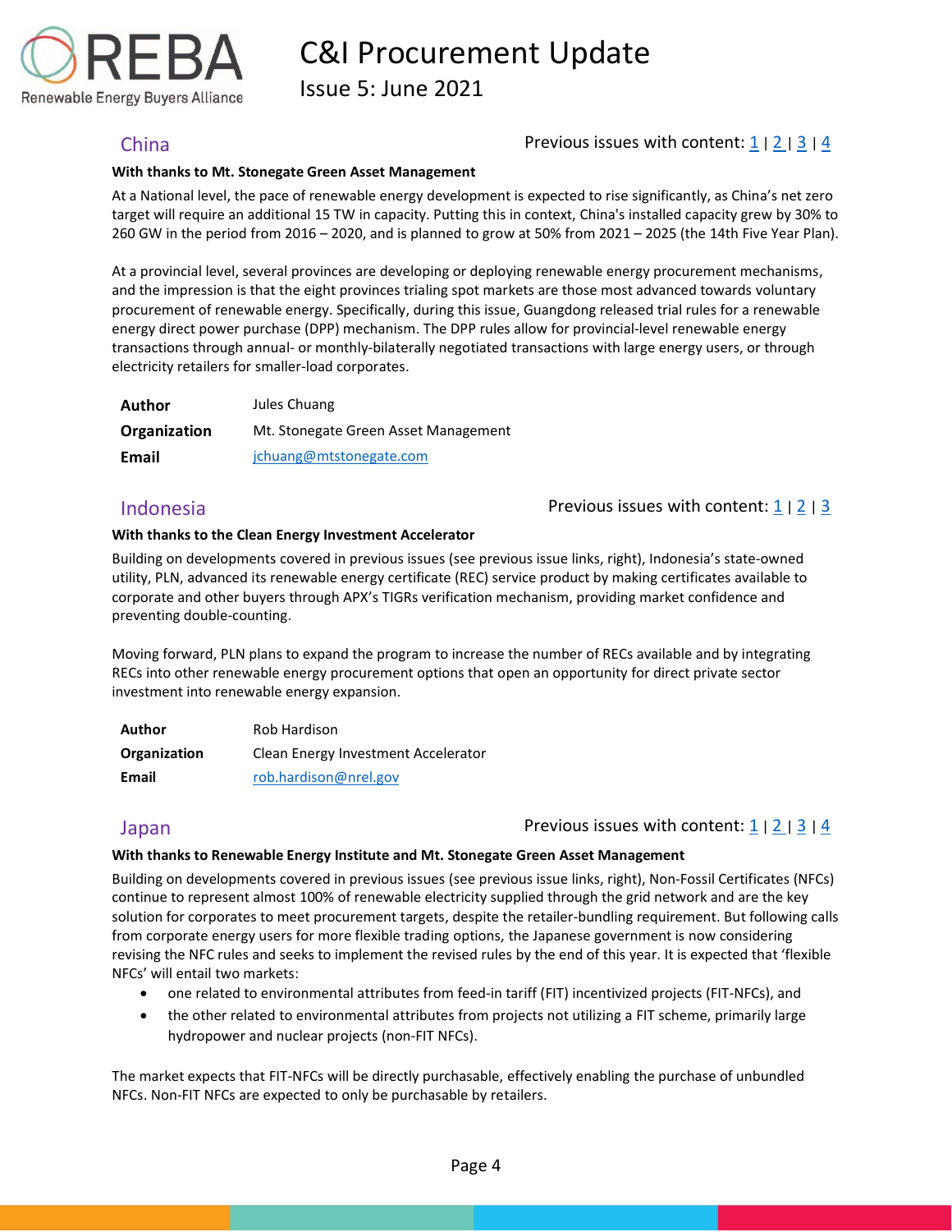## China

Previous issues with content: [1](#) | [2](#) | [3](#) | [4](#)

**With thanks to Mt. Stonegate Green Asset Management**

At a National level, the pace of renewable energy development is expected to rise significantly, as China's net zero target will require an additional 15 TW in capacity. Putting this in context, China's installed capacity grew by 30% to 260 GW in the period from 2016 – 2020, and is planned to grow at 50% from 2021 – 2025 (the 14th Five Year Plan).

At a provincial level, several provinces are developing or deploying renewable energy procurement mechanisms, and the impression is that the eight provinces trialing spot markets are those most advanced towards voluntary procurement of renewable energy. Specifically, during this issue, Guangdong released trial rules for a renewable energy direct power purchase (DPP) mechanism. The DPP rules allow for provincial-level renewable energy transactions through annual- or monthly-bilaterally negotiated transactions with large energy users, or through electricity retailers for smaller-load corporates.

| | |
|---|---|
| **Author** | Jules Chuang |
| **Organization** | Mt. Stonegate Green Asset Management |
| **Email** | jchuang@mtstonegate.com |

## Indonesia

Previous issues with content: [1](#) | [2](#) | [3](#)

**With thanks to the Clean Energy Investment Accelerator**

Building on developments covered in previous issues (see previous issue links, right), Indonesia's state-owned utility, PLN, advanced its renewable energy certificate (REC) service product by making certificates available to corporate and other buyers through APX's TIGRs verification mechanism, providing market confidence and preventing double-counting.

Moving forward, PLN plans to expand the program to increase the number of RECs available and by integrating RECs into other renewable energy procurement options that open an opportunity for direct private sector investment into renewable energy expansion.

| | |
|---|---|
| **Author** | Rob Hardison |
| **Organization** | Clean Energy Investment Accelerator |
| **Email** | rob.hardison@nrel.gov |

## Japan

Previous issues with content: [1](#) | [2](#) | [3](#) | [4](#)

**With thanks to Renewable Energy Institute and Mt. Stonegate Green Asset Management**

Building on developments covered in previous issues (see previous issue links, right), Non-Fossil Certificates (NFCs) continue to represent almost 100% of renewable electricity supplied through the grid network and are the key solution for corporates to meet procurement targets, despite the retailer-bundling requirement. But following calls from corporate energy users for more flexible trading options, the Japanese government is now considering revising the NFC rules and seeks to implement the revised rules by the end of this year. It is expected that 'flexible NFCs' will entail two markets:

- one related to environmental attributes from feed-in tariff (FIT) incentivized projects (FIT-NFCs), and
- the other related to environmental attributes from projects not utilizing a FIT scheme, primarily large hydropower and nuclear projects (non-FIT NFCs).

The market expects that FIT-NFCs will be directly purchasable, effectively enabling the purchase of unbundled NFCs. Non-FIT NFCs are expected to only be purchasable by retailers.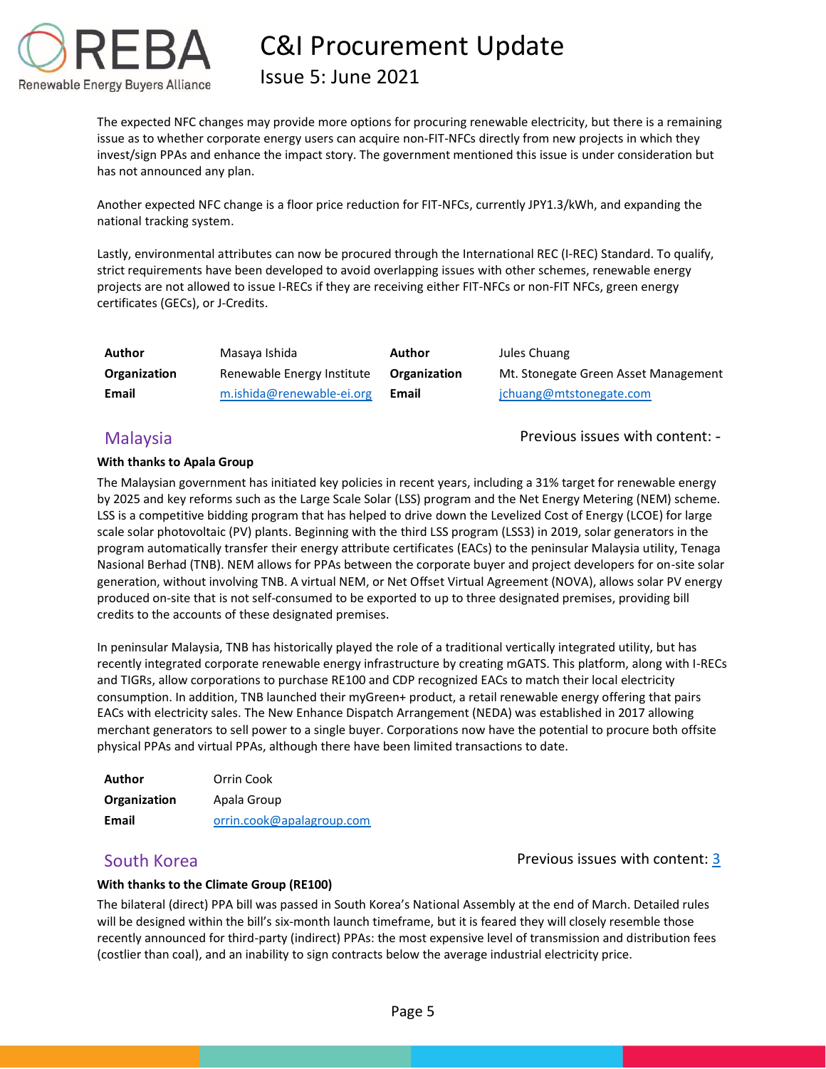The expected NFC changes may provide more options for procuring renewable electricity, but there is a remaining issue as to whether corporate energy users can acquire non-FIT-NFCs directly from new projects in which they invest/sign PPAs and enhance the impact story. The government mentioned this issue is under consideration but has not announced any plan.

Another expected NFC change is a floor price reduction for FIT-NFCs, currently JPY1.3/kWh, and expanding the national tracking system.

Lastly, environmental attributes can now be procured through the International REC (I-REC) Standard. To qualify, strict requirements have been developed to avoid overlapping issues with other schemes, renewable energy projects are not allowed to issue I-RECs if they are receiving either FIT-NFCs or non-FIT NFCs, green energy certificates (GECs), or J-Credits.

| | | | |
|---|---|---|---|
| **Author** | Masaya Ishida | **Author** | Jules Chuang |
| **Organization** | Renewable Energy Institute | **Organization** | Mt. Stonegate Green Asset Management |
| **Email** | m.ishida@renewable-ei.org | **Email** | jchuang@mtstonegate.com |

## Malaysia

Previous issues with content: -

**With thanks to Apala Group**

The Malaysian government has initiated key policies in recent years, including a 31% target for renewable energy by 2025 and key reforms such as the Large Scale Solar (LSS) program and the Net Energy Metering (NEM) scheme. LSS is a competitive bidding program that has helped to drive down the Levelized Cost of Energy (LCOE) for large scale solar photovoltaic (PV) plants. Beginning with the third LSS program (LSS3) in 2019, solar generators in the program automatically transfer their energy attribute certificates (EACs) to the peninsular Malaysia utility, Tenaga Nasional Berhad (TNB). NEM allows for PPAs between the corporate buyer and project developers for on-site solar generation, without involving TNB. A virtual NEM, or Net Offset Virtual Agreement (NOVA), allows solar PV energy produced on-site that is not self-consumed to be exported to up to three designated premises, providing bill credits to the accounts of these designated premises.

In peninsular Malaysia, TNB has historically played the role of a traditional vertically integrated utility, but has recently integrated corporate renewable energy infrastructure by creating mGATS. This platform, along with I-RECs and TIGRs, allow corporations to purchase RE100 and CDP recognized EACs to match their local electricity consumption. In addition, TNB launched their myGreen+ product, a retail renewable energy offering that pairs EACs with electricity sales. The New Enhance Dispatch Arrangement (NEDA) was established in 2017 allowing merchant generators to sell power to a single buyer. Corporations now have the potential to procure both offsite physical PPAs and virtual PPAs, although there have been limited transactions to date.

| | |
|---|---|
| **Author** | Orrin Cook |
| **Organization** | Apala Group |
| **Email** | orrin.cook@apalagroup.com |

## South Korea

Previous issues with content: 3

**With thanks to the Climate Group (RE100)**

The bilateral (direct) PPA bill was passed in South Korea's National Assembly at the end of March. Detailed rules will be designed within the bill's six-month launch timeframe, but it is feared they will closely resemble those recently announced for third-party (indirect) PPAs: the most expensive level of transmission and distribution fees (costlier than coal), and an inability to sign contracts below the average industrial electricity price.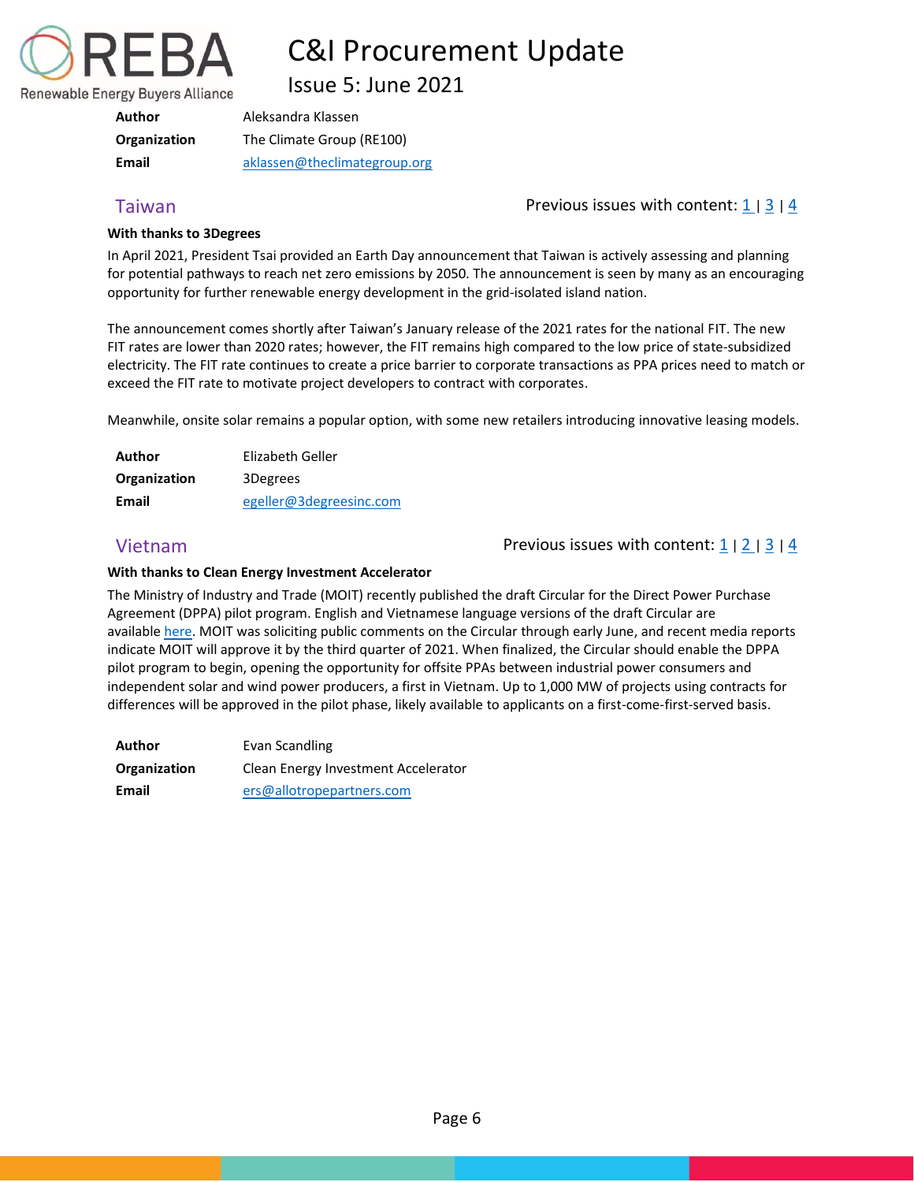| | |
|---|---|
| **Author** | Aleksandra Klassen |
| **Organization** | The Climate Group (RE100) |
| **Email** | aklassen@theclimategroup.org |

## Taiwan

Previous issues with content: 1 | 3 | 4

**With thanks to 3Degrees**

In April 2021, President Tsai provided an Earth Day announcement that Taiwan is actively assessing and planning for potential pathways to reach net zero emissions by 2050. The announcement is seen by many as an encouraging opportunity for further renewable energy development in the grid-isolated island nation.

The announcement comes shortly after Taiwan's January release of the 2021 rates for the national FIT. The new FIT rates are lower than 2020 rates; however, the FIT remains high compared to the low price of state-subsidized electricity. The FIT rate continues to create a price barrier to corporate transactions as PPA prices need to match or exceed the FIT rate to motivate project developers to contract with corporates.

Meanwhile, onsite solar remains a popular option, with some new retailers introducing innovative leasing models.

| | |
|---|---|
| **Author** | Elizabeth Geller |
| **Organization** | 3Degrees |
| **Email** | egeller@3degreesinc.com |

## Vietnam

Previous issues with content: 1 | 2 | 3 | 4

**With thanks to Clean Energy Investment Accelerator**

The Ministry of Industry and Trade (MOIT) recently published the draft Circular for the Direct Power Purchase Agreement (DPPA) pilot program. English and Vietnamese language versions of the draft Circular are available here. MOIT was soliciting public comments on the Circular through early June, and recent media reports indicate MOIT will approve it by the third quarter of 2021. When finalized, the Circular should enable the DPPA pilot program to begin, opening the opportunity for offsite PPAs between industrial power consumers and independent solar and wind power producers, a first in Vietnam. Up to 1,000 MW of projects using contracts for differences will be approved in the pilot phase, likely available to applicants on a first-come-first-served basis.

| | |
|---|---|
| **Author** | Evan Scandling |
| **Organization** | Clean Energy Investment Accelerator |
| **Email** | ers@allotropepartners.com |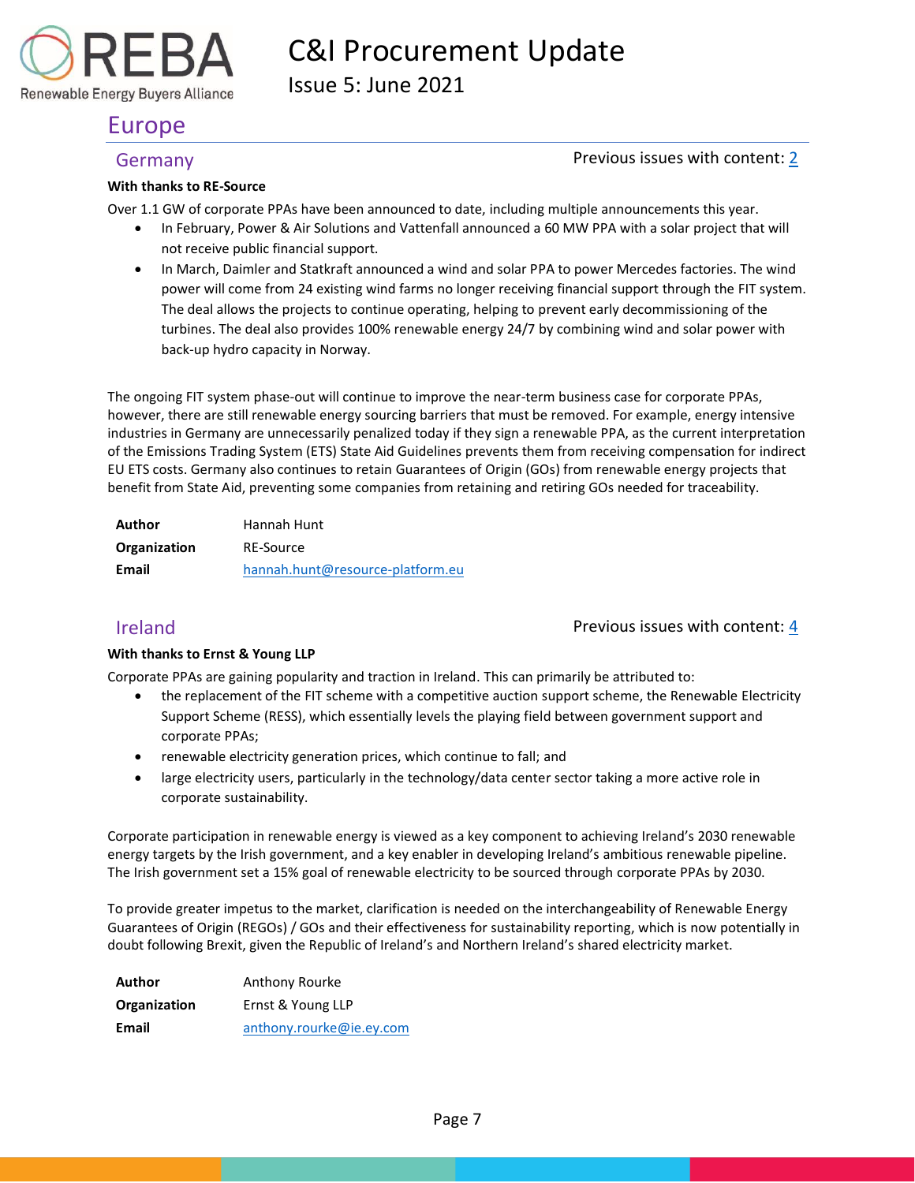# Europe

## Germany

Previous issues with content: 2

**With thanks to RE-Source**

Over 1.1 GW of corporate PPAs have been announced to date, including multiple announcements this year.

- In February, Power & Air Solutions and Vattenfall announced a 60 MW PPA with a solar project that will not receive public financial support.
- In March, Daimler and Statkraft announced a wind and solar PPA to power Mercedes factories. The wind power will come from 24 existing wind farms no longer receiving financial support through the FIT system. The deal allows the projects to continue operating, helping to prevent early decommissioning of the turbines. The deal also provides 100% renewable energy 24/7 by combining wind and solar power with back-up hydro capacity in Norway.

The ongoing FIT system phase-out will continue to improve the near-term business case for corporate PPAs, however, there are still renewable energy sourcing barriers that must be removed. For example, energy intensive industries in Germany are unnecessarily penalized today if they sign a renewable PPA, as the current interpretation of the Emissions Trading System (ETS) State Aid Guidelines prevents them from receiving compensation for indirect EU ETS costs. Germany also continues to retain Guarantees of Origin (GOs) from renewable energy projects that benefit from State Aid, preventing some companies from retaining and retiring GOs needed for traceability.

| | |
|---|---|
| **Author** | Hannah Hunt |
| **Organization** | RE-Source |
| **Email** | hannah.hunt@resource-platform.eu |

## Ireland

Previous issues with content: 4

**With thanks to Ernst & Young LLP**

Corporate PPAs are gaining popularity and traction in Ireland. This can primarily be attributed to:

- the replacement of the FIT scheme with a competitive auction support scheme, the Renewable Electricity Support Scheme (RESS), which essentially levels the playing field between government support and corporate PPAs;
- renewable electricity generation prices, which continue to fall; and
- large electricity users, particularly in the technology/data center sector taking a more active role in corporate sustainability.

Corporate participation in renewable energy is viewed as a key component to achieving Ireland's 2030 renewable energy targets by the Irish government, and a key enabler in developing Ireland's ambitious renewable pipeline. The Irish government set a 15% goal of renewable electricity to be sourced through corporate PPAs by 2030.

To provide greater impetus to the market, clarification is needed on the interchangeability of Renewable Energy Guarantees of Origin (REGOs) / GOs and their effectiveness for sustainability reporting, which is now potentially in doubt following Brexit, given the Republic of Ireland's and Northern Ireland's shared electricity market.

| | |
|---|---|
| **Author** | Anthony Rourke |
| **Organization** | Ernst & Young LLP |
| **Email** | anthony.rourke@ie.ey.com |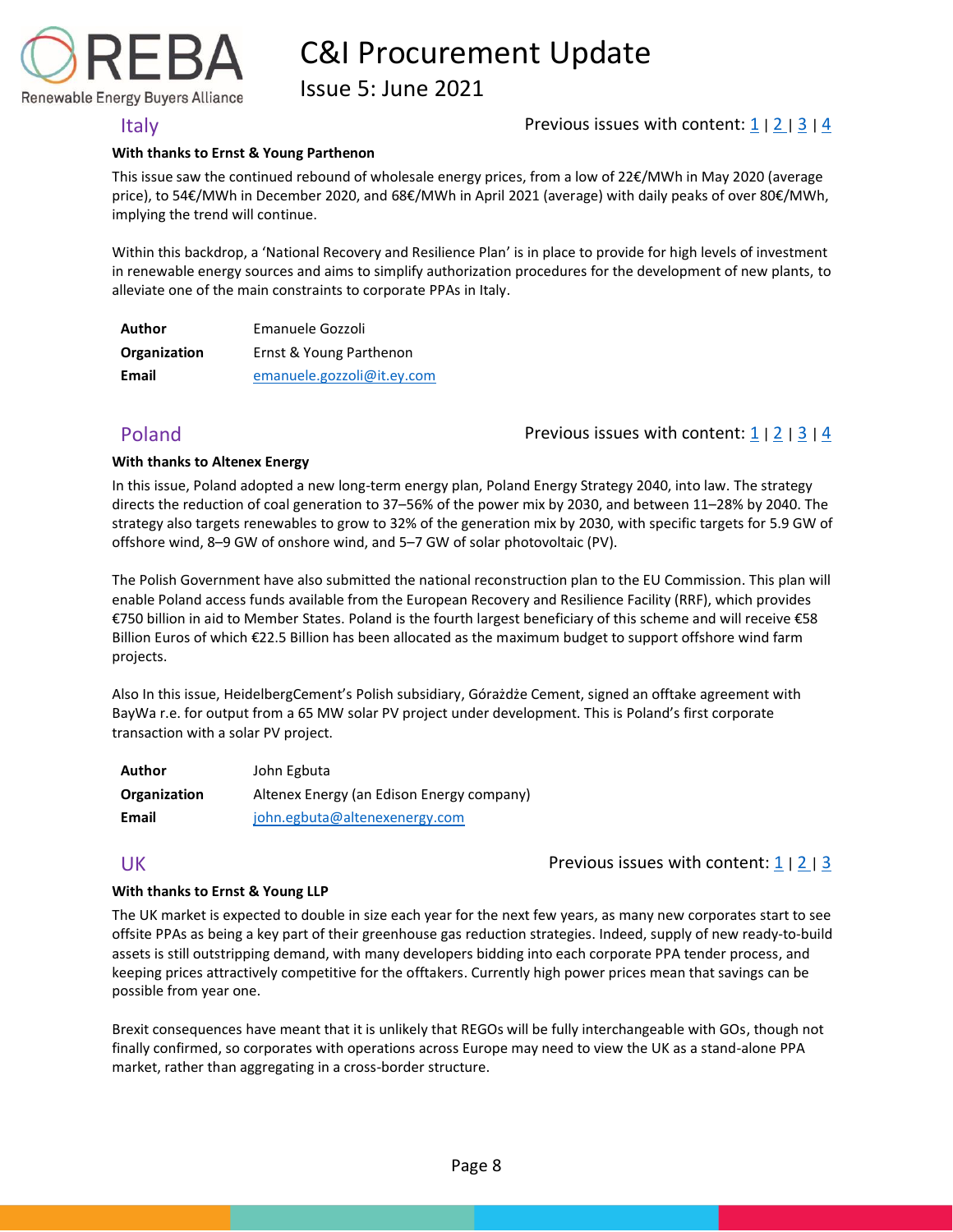## Italy

Previous issues with content: 1 | 2 | 3 | 4

**With thanks to Ernst & Young Parthenon**

This issue saw the continued rebound of wholesale energy prices, from a low of 22€/MWh in May 2020 (average price), to 54€/MWh in December 2020, and 68€/MWh in April 2021 (average) with daily peaks of over 80€/MWh, implying the trend will continue.

Within this backdrop, a 'National Recovery and Resilience Plan' is in place to provide for high levels of investment in renewable energy sources and aims to simplify authorization procedures for the development of new plants, to alleviate one of the main constraints to corporate PPAs in Italy.

| | |
|---|---|
| **Author** | Emanuele Gozzoli |
| **Organization** | Ernst & Young Parthenon |
| **Email** | emanuele.gozzoli@it.ey.com |

## Poland

Previous issues with content: 1 | 2 | 3 | 4

**With thanks to Altenex Energy**

In this issue, Poland adopted a new long-term energy plan, Poland Energy Strategy 2040, into law. The strategy directs the reduction of coal generation to 37–56% of the power mix by 2030, and between 11–28% by 2040. The strategy also targets renewables to grow to 32% of the generation mix by 2030, with specific targets for 5.9 GW of offshore wind, 8–9 GW of onshore wind, and 5–7 GW of solar photovoltaic (PV).

The Polish Government have also submitted the national reconstruction plan to the EU Commission. This plan will enable Poland access funds available from the European Recovery and Resilience Facility (RRF), which provides €750 billion in aid to Member States. Poland is the fourth largest beneficiary of this scheme and will receive €58 Billion Euros of which €22.5 Billion has been allocated as the maximum budget to support offshore wind farm projects.

Also In this issue, HeidelbergCement's Polish subsidiary, Górażdże Cement, signed an offtake agreement with BayWa r.e. for output from a 65 MW solar PV project under development. This is Poland's first corporate transaction with a solar PV project.

| | |
|---|---|
| **Author** | John Egbuta |
| **Organization** | Altenex Energy (an Edison Energy company) |
| **Email** | john.egbuta@altenexenergy.com |

## UK

Previous issues with content: 1 | 2 | 3

**With thanks to Ernst & Young LLP**

The UK market is expected to double in size each year for the next few years, as many new corporates start to see offsite PPAs as being a key part of their greenhouse gas reduction strategies. Indeed, supply of new ready-to-build assets is still outstripping demand, with many developers bidding into each corporate PPA tender process, and keeping prices attractively competitive for the offtakers. Currently high power prices mean that savings can be possible from year one.

Brexit consequences have meant that it is unlikely that REGOs will be fully interchangeable with GOs, though not finally confirmed, so corporates with operations across Europe may need to view the UK as a stand-alone PPA market, rather than aggregating in a cross-border structure.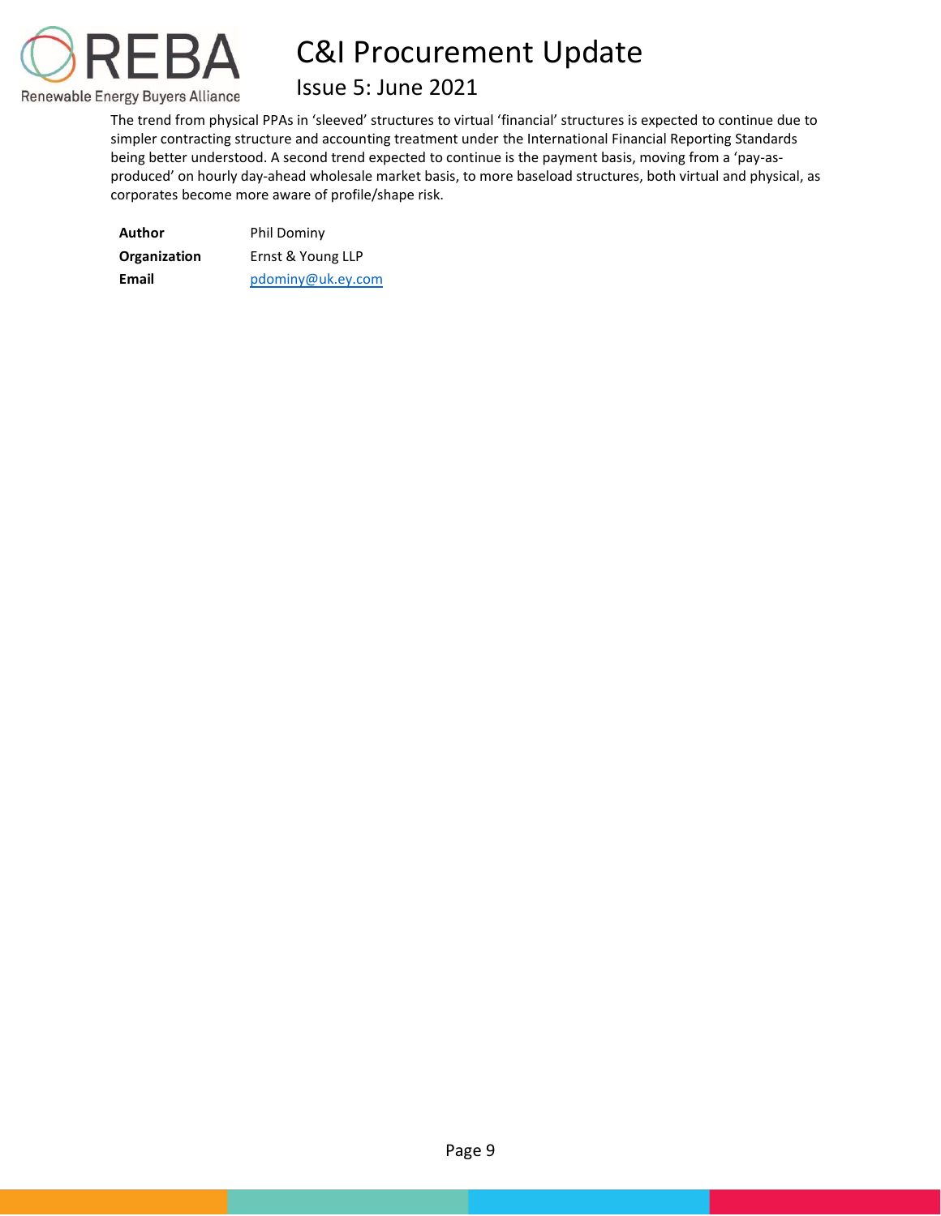The trend from physical PPAs in 'sleeved' structures to virtual 'financial' structures is expected to continue due to simpler contracting structure and accounting treatment under the International Financial Reporting Standards being better understood. A second trend expected to continue is the payment basis, moving from a 'pay-as-produced' on hourly day-ahead wholesale market basis, to more baseload structures, both virtual and physical, as corporates become more aware of profile/shape risk.

| | |
|---|---|
| **Author** | Phil Dominy |
| **Organization** | Ernst & Young LLP |
| **Email** | pdominy@uk.ey.com |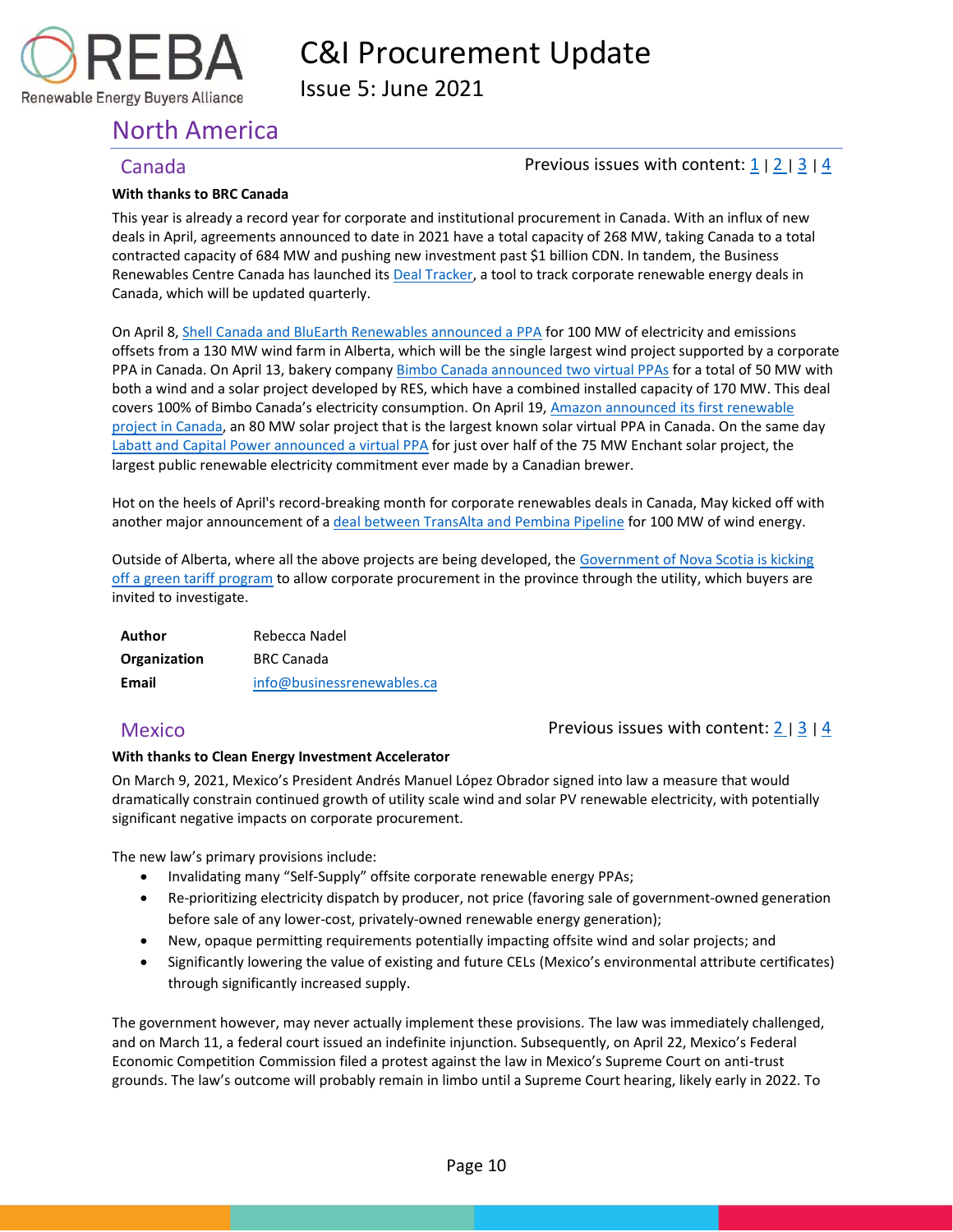## North America

### Canada

Previous issues with content: [1](#) | [2](#) | [3](#) | [4](#)

**With thanks to BRC Canada**

This year is already a record year for corporate and institutional procurement in Canada. With an influx of new deals in April, agreements announced to date in 2021 have a total capacity of 268 MW, taking Canada to a total contracted capacity of 684 MW and pushing new investment past $1 billion CDN. In tandem, the Business Renewables Centre Canada has launched its Deal Tracker, a tool to track corporate renewable energy deals in Canada, which will be updated quarterly.

On April 8, Shell Canada and BluEarth Renewables announced a PPA for 100 MW of electricity and emissions offsets from a 130 MW wind farm in Alberta, which will be the single largest wind project supported by a corporate PPA in Canada. On April 13, bakery company Bimbo Canada announced two virtual PPAs for a total of 50 MW with both a wind and a solar project developed by RES, which have a combined installed capacity of 170 MW. This deal covers 100% of Bimbo Canada's electricity consumption. On April 19, Amazon announced its first renewable project in Canada, an 80 MW solar project that is the largest known solar virtual PPA in Canada. On the same day Labatt and Capital Power announced a virtual PPA for just over half of the 75 MW Enchant solar project, the largest public renewable electricity commitment ever made by a Canadian brewer.

Hot on the heels of April's record-breaking month for corporate renewables deals in Canada, May kicked off with another major announcement of a deal between TransAlta and Pembina Pipeline for 100 MW of wind energy.

Outside of Alberta, where all the above projects are being developed, the Government of Nova Scotia is kicking off a green tariff program to allow corporate procurement in the province through the utility, which buyers are invited to investigate.

| | |
|---|---|
| **Author** | Rebecca Nadel |
| **Organization** | BRC Canada |
| **Email** | info@businessrenewables.ca |

### Mexico

Previous issues with content: [2](#) | [3](#) | [4](#)

**With thanks to Clean Energy Investment Accelerator**

On March 9, 2021, Mexico's President Andrés Manuel López Obrador signed into law a measure that would dramatically constrain continued growth of utility scale wind and solar PV renewable electricity, with potentially significant negative impacts on corporate procurement.

The new law's primary provisions include:

- Invalidating many "Self-Supply" offsite corporate renewable energy PPAs;
- Re-prioritizing electricity dispatch by producer, not price (favoring sale of government-owned generation before sale of any lower-cost, privately-owned renewable energy generation);
- New, opaque permitting requirements potentially impacting offsite wind and solar projects; and
- Significantly lowering the value of existing and future CELs (Mexico's environmental attribute certificates) through significantly increased supply.

The government however, may never actually implement these provisions. The law was immediately challenged, and on March 11, a federal court issued an indefinite injunction. Subsequently, on April 22, Mexico's Federal Economic Competition Commission filed a protest against the law in Mexico's Supreme Court on anti-trust grounds. The law's outcome will probably remain in limbo until a Supreme Court hearing, likely early in 2022. To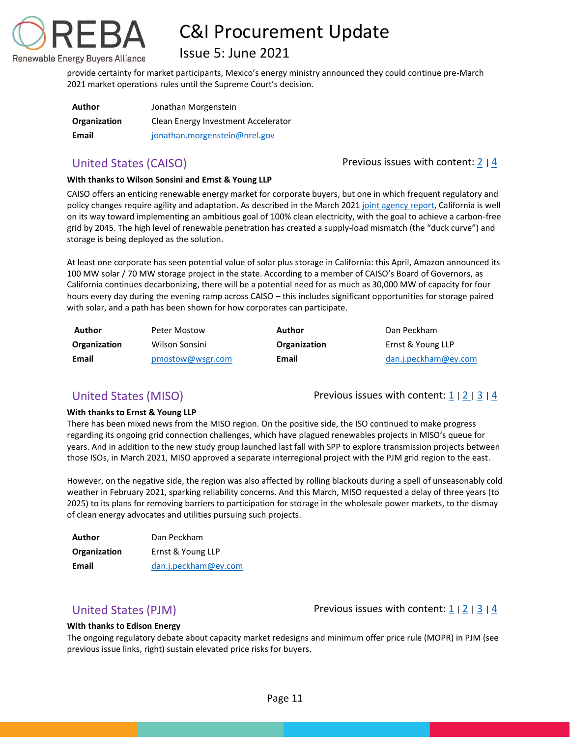provide certainty for market participants, Mexico's energy ministry announced they could continue pre-March 2021 market operations rules until the Supreme Court's decision.

| | |
|---|---|
| **Author** | Jonathan Morgenstein |
| **Organization** | Clean Energy Investment Accelerator |
| **Email** | jonathan.morgenstein@nrel.gov |

## United States (CAISO)

Previous issues with content: 2 | 4

**With thanks to Wilson Sonsini and Ernst & Young LLP**

CAISO offers an enticing renewable energy market for corporate buyers, but one in which frequent regulatory and policy changes require agility and adaptation. As described in the March 2021 joint agency report, California is well on its way toward implementing an ambitious goal of 100% clean electricity, with the goal to achieve a carbon-free grid by 2045. The high level of renewable penetration has created a supply-load mismatch (the "duck curve") and storage is being deployed as the solution.

At least one corporate has seen potential value of solar plus storage in California: this April, Amazon announced its 100 MW solar / 70 MW storage project in the state. According to a member of CAISO's Board of Governors, as California continues decarbonizing, there will be a potential need for as much as 30,000 MW of capacity for four hours every day during the evening ramp across CAISO – this includes significant opportunities for storage paired with solar, and a path has been shown for how corporates can participate.

| | | | |
|---|---|---|---|
| **Author** | Peter Mostow | **Author** | Dan Peckham |
| **Organization** | Wilson Sonsini | **Organization** | Ernst & Young LLP |
| **Email** | pmostow@wsgr.com | **Email** | dan.j.peckham@ey.com |

## United States (MISO)

Previous issues with content: 1 | 2 | 3 | 4

**With thanks to Ernst & Young LLP**

There has been mixed news from the MISO region. On the positive side, the ISO continued to make progress regarding its ongoing grid connection challenges, which have plagued renewables projects in MISO's queue for years. And in addition to the new study group launched last fall with SPP to explore transmission projects between those ISOs, in March 2021, MISO approved a separate interregional project with the PJM grid region to the east.

However, on the negative side, the region was also affected by rolling blackouts during a spell of unseasonably cold weather in February 2021, sparking reliability concerns. And this March, MISO requested a delay of three years (to 2025) to its plans for removing barriers to participation for storage in the wholesale power markets, to the dismay of clean energy advocates and utilities pursuing such projects.

| | |
|---|---|
| **Author** | Dan Peckham |
| **Organization** | Ernst & Young LLP |
| **Email** | dan.j.peckham@ey.com |

## United States (PJM)

Previous issues with content: 1 | 2 | 3 | 4

**With thanks to Edison Energy**

The ongoing regulatory debate about capacity market redesigns and minimum offer price rule (MOPR) in PJM (see previous issue links, right) sustain elevated price risks for buyers.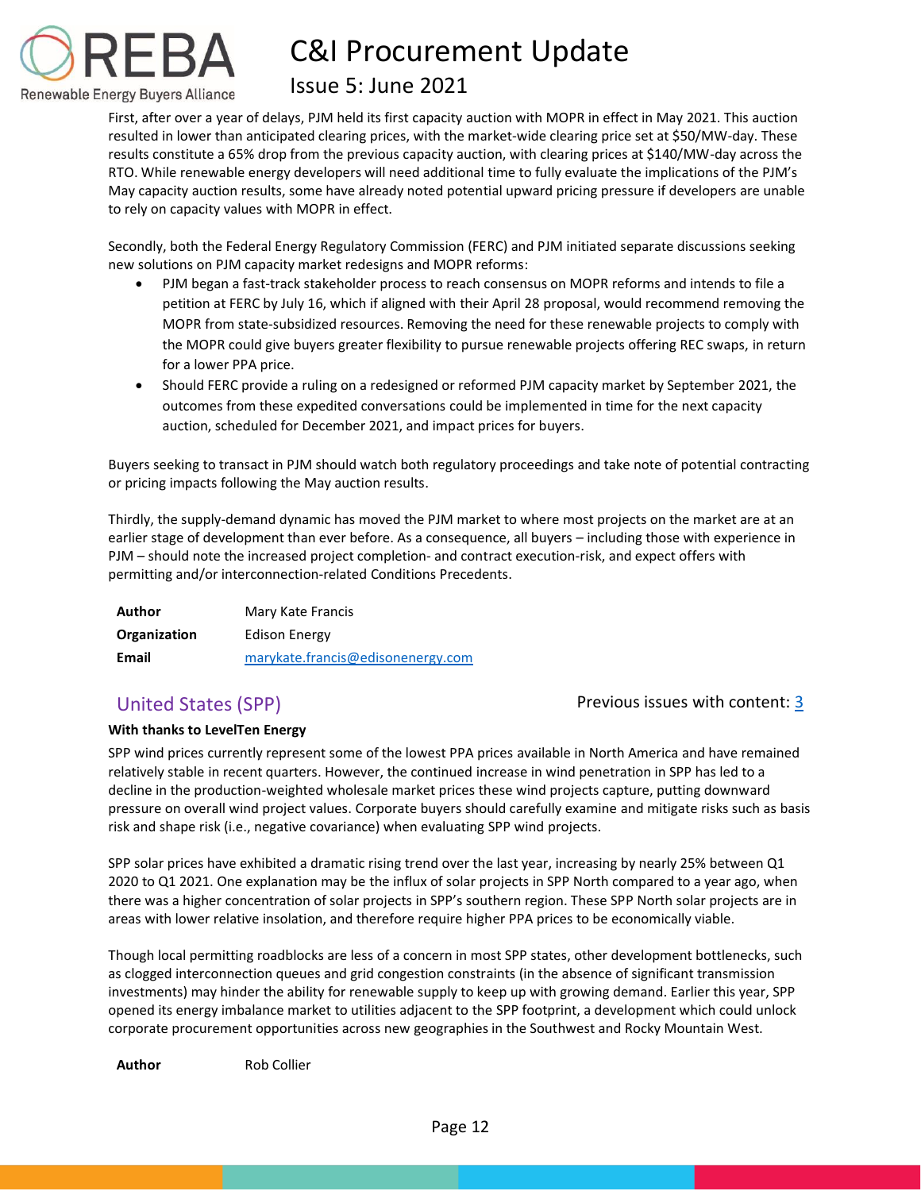First, after over a year of delays, PJM held its first capacity auction with MOPR in effect in May 2021. This auction resulted in lower than anticipated clearing prices, with the market-wide clearing price set at $50/MW-day. These results constitute a 65% drop from the previous capacity auction, with clearing prices at $140/MW-day across the RTO. While renewable energy developers will need additional time to fully evaluate the implications of the PJM's May capacity auction results, some have already noted potential upward pricing pressure if developers are unable to rely on capacity values with MOPR in effect.

Secondly, both the Federal Energy Regulatory Commission (FERC) and PJM initiated separate discussions seeking new solutions on PJM capacity market redesigns and MOPR reforms:

- PJM began a fast-track stakeholder process to reach consensus on MOPR reforms and intends to file a petition at FERC by July 16, which if aligned with their April 28 proposal, would recommend removing the MOPR from state-subsidized resources. Removing the need for these renewable projects to comply with the MOPR could give buyers greater flexibility to pursue renewable projects offering REC swaps, in return for a lower PPA price.
- Should FERC provide a ruling on a redesigned or reformed PJM capacity market by September 2021, the outcomes from these expedited conversations could be implemented in time for the next capacity auction, scheduled for December 2021, and impact prices for buyers.

Buyers seeking to transact in PJM should watch both regulatory proceedings and take note of potential contracting or pricing impacts following the May auction results.

Thirdly, the supply-demand dynamic has moved the PJM market to where most projects on the market are at an earlier stage of development than ever before. As a consequence, all buyers – including those with experience in PJM – should note the increased project completion- and contract execution-risk, and expect offers with permitting and/or interconnection-related Conditions Precedents.

| | |
|---|---|
| **Author** | Mary Kate Francis |
| **Organization** | Edison Energy |
| **Email** | marykate.francis@edisonenergy.com |

## United States (SPP)

Previous issues with content: 3

**With thanks to LevelTen Energy**

SPP wind prices currently represent some of the lowest PPA prices available in North America and have remained relatively stable in recent quarters. However, the continued increase in wind penetration in SPP has led to a decline in the production-weighted wholesale market prices these wind projects capture, putting downward pressure on overall wind project values. Corporate buyers should carefully examine and mitigate risks such as basis risk and shape risk (i.e., negative covariance) when evaluating SPP wind projects.

SPP solar prices have exhibited a dramatic rising trend over the last year, increasing by nearly 25% between Q1 2020 to Q1 2021. One explanation may be the influx of solar projects in SPP North compared to a year ago, when there was a higher concentration of solar projects in SPP's southern region. These SPP North solar projects are in areas with lower relative insolation, and therefore require higher PPA prices to be economically viable.

Though local permitting roadblocks are less of a concern in most SPP states, other development bottlenecks, such as clogged interconnection queues and grid congestion constraints (in the absence of significant transmission investments) may hinder the ability for renewable supply to keep up with growing demand. Earlier this year, SPP opened its energy imbalance market to utilities adjacent to the SPP footprint, a development which could unlock corporate procurement opportunities across new geographies in the Southwest and Rocky Mountain West.

| | |
|---|---|
| **Author** | Rob Collier |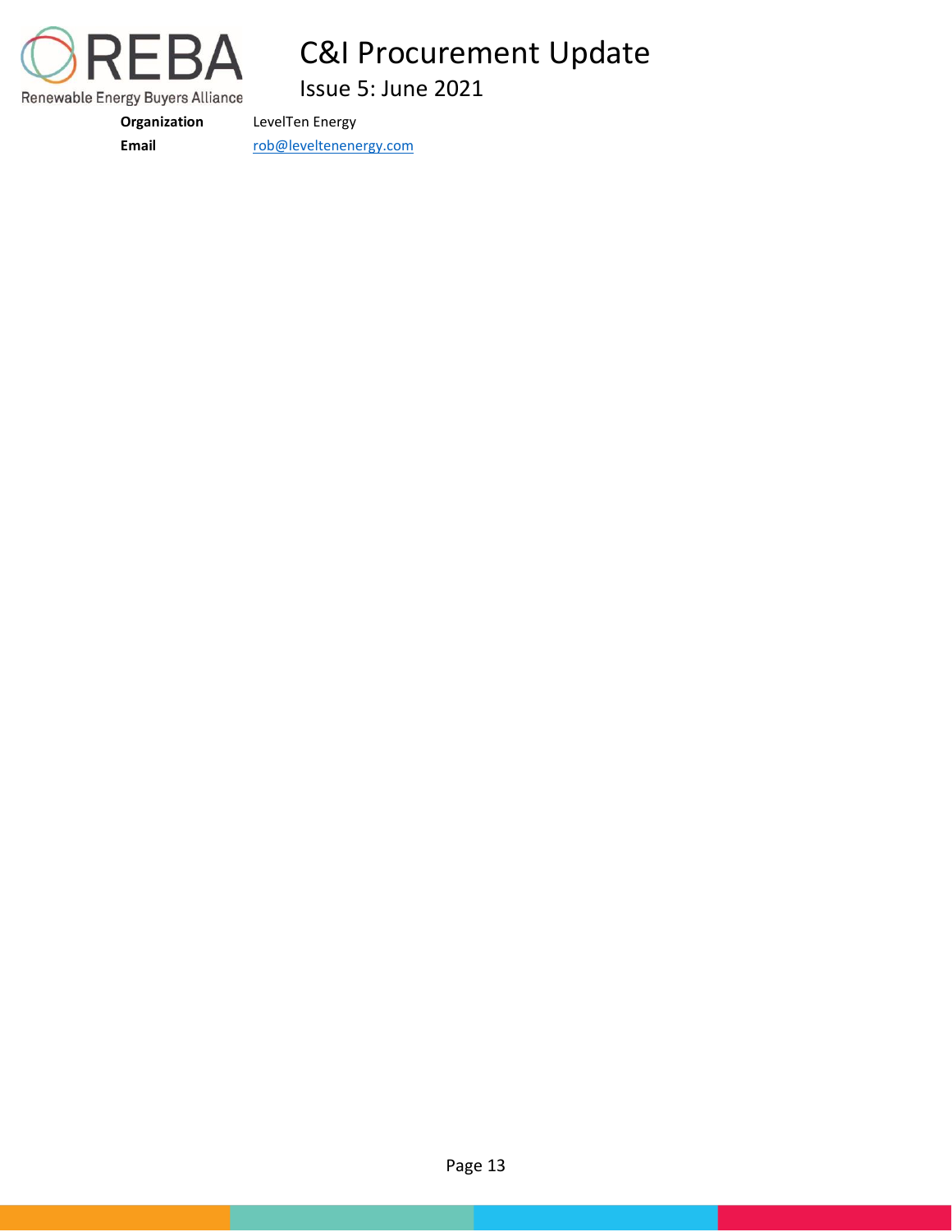| | |
|---|---|
| **Organization** | LevelTen Energy |
| **Email** | rob@leveltenenergy.com |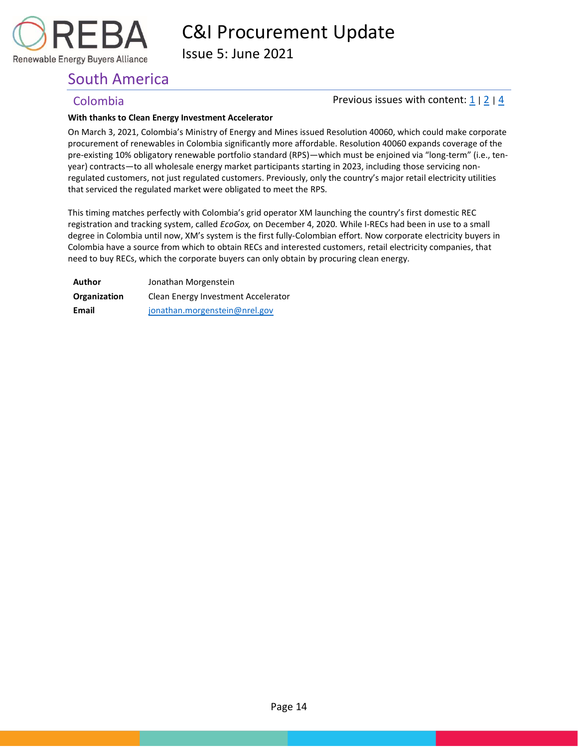## South America

### Colombia

Previous issues with content: 1 | 2 | 4

**With thanks to Clean Energy Investment Accelerator**

On March 3, 2021, Colombia's Ministry of Energy and Mines issued Resolution 40060, which could make corporate procurement of renewables in Colombia significantly more affordable. Resolution 40060 expands coverage of the pre-existing 10% obligatory renewable portfolio standard (RPS)—which must be enjoined via "long-term" (i.e., ten-year) contracts—to all wholesale energy market participants starting in 2023, including those servicing non-regulated customers, not just regulated customers. Previously, only the country's major retail electricity utilities that serviced the regulated market were obligated to meet the RPS.

This timing matches perfectly with Colombia's grid operator XM launching the country's first domestic REC registration and tracking system, called *EcoGox,* on December 4, 2020. While I-RECs had been in use to a small degree in Colombia until now, XM's system is the first fully-Colombian effort. Now corporate electricity buyers in Colombia have a source from which to obtain RECs and interested customers, retail electricity companies, that need to buy RECs, which the corporate buyers can only obtain by procuring clean energy.

| | |
|---|---|
| **Author** | Jonathan Morgenstein |
| **Organization** | Clean Energy Investment Accelerator |
| **Email** | jonathan.morgenstein@nrel.gov |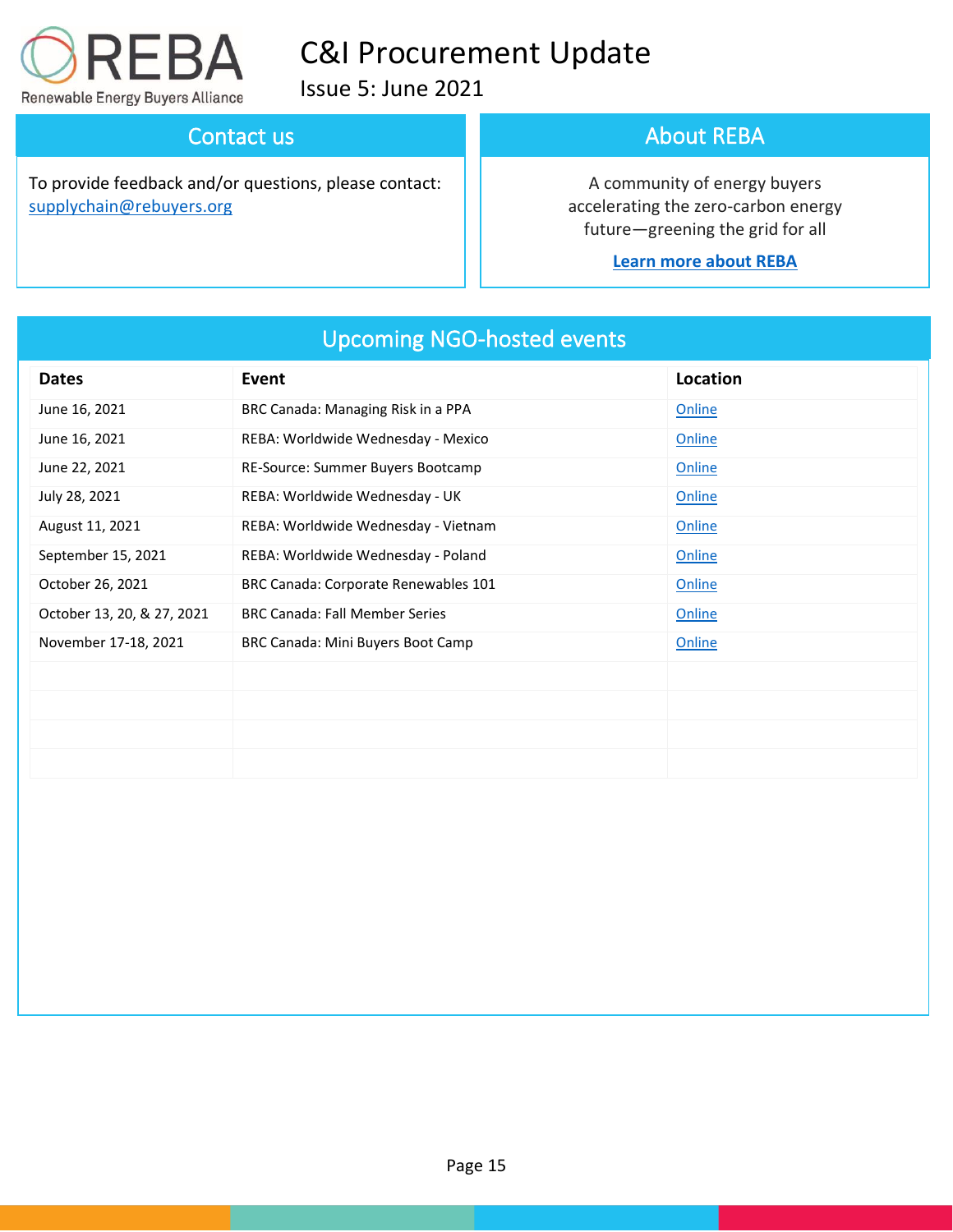# C&I Procurement Update

Issue 5: June 2021

## Contact us

To provide feedback and/or questions, please contact: supplychain@rebuyers.org

## About REBA

A community of energy buyers accelerating the zero-carbon energy future—greening the grid for all

**Learn more about REBA**

## Upcoming NGO-hosted events

| Dates | Event | Location |
|---|---|---|
| June 16, 2021 | BRC Canada: Managing Risk in a PPA | Online |
| June 16, 2021 | REBA: Worldwide Wednesday - Mexico | Online |
| June 22, 2021 | RE-Source: Summer Buyers Bootcamp | Online |
| July 28, 2021 | REBA: Worldwide Wednesday - UK | Online |
| August 11, 2021 | REBA: Worldwide Wednesday - Vietnam | Online |
| September 15, 2021 | REBA: Worldwide Wednesday - Poland | Online |
| October 26, 2021 | BRC Canada: Corporate Renewables 101 | Online |
| October 13, 20, & 27, 2021 | BRC Canada: Fall Member Series | Online |
| November 17-18, 2021 | BRC Canada: Mini Buyers Boot Camp | Online |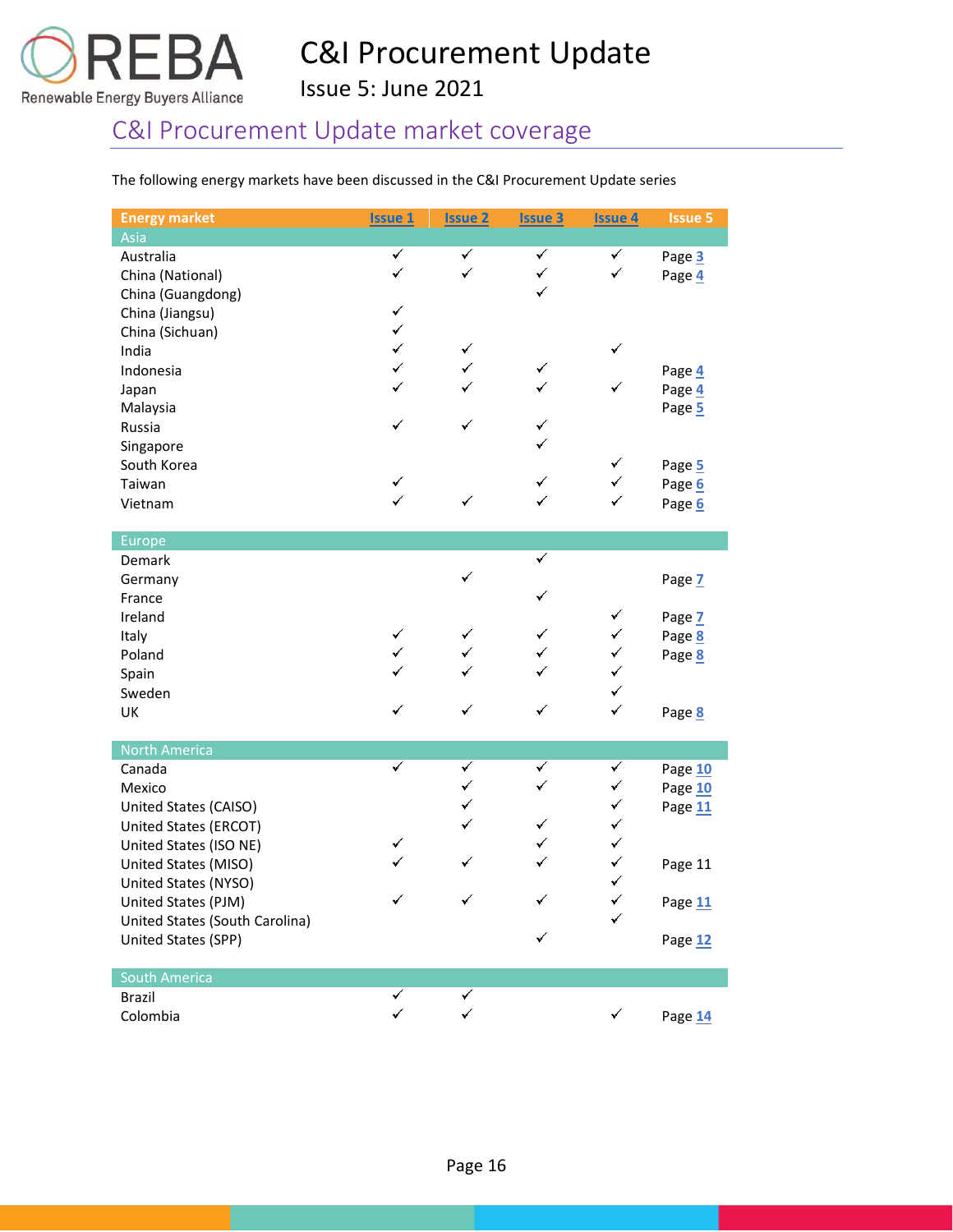## C&I Procurement Update market coverage

The following energy markets have been discussed in the C&I Procurement Update series

| Energy market | Issue 1 | Issue 2 | Issue 3 | Issue 4 | Issue 5 |
|---|---|---|---|---|---|
| **Asia** | | | | | |
| Australia | ✓ | ✓ | ✓ | ✓ | Page 3 |
| China (National) | ✓ | ✓ | ✓ | ✓ | Page 4 |
| China (Guangdong) | | | ✓ | | |
| China (Jiangsu) | ✓ | | | | |
| China (Sichuan) | ✓ | | | | |
| India | ✓ | ✓ | | ✓ | |
| Indonesia | ✓ | ✓ | ✓ | | Page 4 |
| Japan | ✓ | ✓ | ✓ | ✓ | Page 4 |
| Malaysia | | | | | Page 5 |
| Russia | ✓ | ✓ | ✓ | | |
| Singapore | | | ✓ | | |
| South Korea | | | | ✓ | Page 5 |
| Taiwan | ✓ | | ✓ | ✓ | Page 6 |
| Vietnam | ✓ | ✓ | ✓ | ✓ | Page 6 |
| **Europe** | | | | | |
| Demark | | | ✓ | | |
| Germany | | ✓ | | | Page 7 |
| France | | | ✓ | | |
| Ireland | | | | ✓ | Page 7 |
| Italy | ✓ | ✓ | ✓ | ✓ | Page 8 |
| Poland | ✓ | ✓ | ✓ | ✓ | Page 8 |
| Spain | ✓ | ✓ | ✓ | ✓ | |
| Sweden | | | | ✓ | |
| UK | ✓ | ✓ | ✓ | ✓ | Page 8 |
| **North America** | | | | | |
| Canada | ✓ | ✓ | ✓ | ✓ | Page 10 |
| Mexico | | ✓ | ✓ | ✓ | Page 10 |
| United States (CAISO) | | ✓ | | ✓ | Page 11 |
| United States (ERCOT) | | ✓ | ✓ | ✓ | |
| United States (ISO NE) | ✓ | | ✓ | ✓ | |
| United States (MISO) | ✓ | ✓ | ✓ | ✓ | Page 11 |
| United States (NYSO) | | | | ✓ | |
| United States (PJM) | ✓ | ✓ | ✓ | ✓ | Page 11 |
| United States (South Carolina) | | | | ✓ | |
| United States (SPP) | | | ✓ | | Page 12 |
| **South America** | | | | | |
| Brazil | ✓ | ✓ | | | |
| Colombia | ✓ | ✓ | | ✓ | Page 14 |